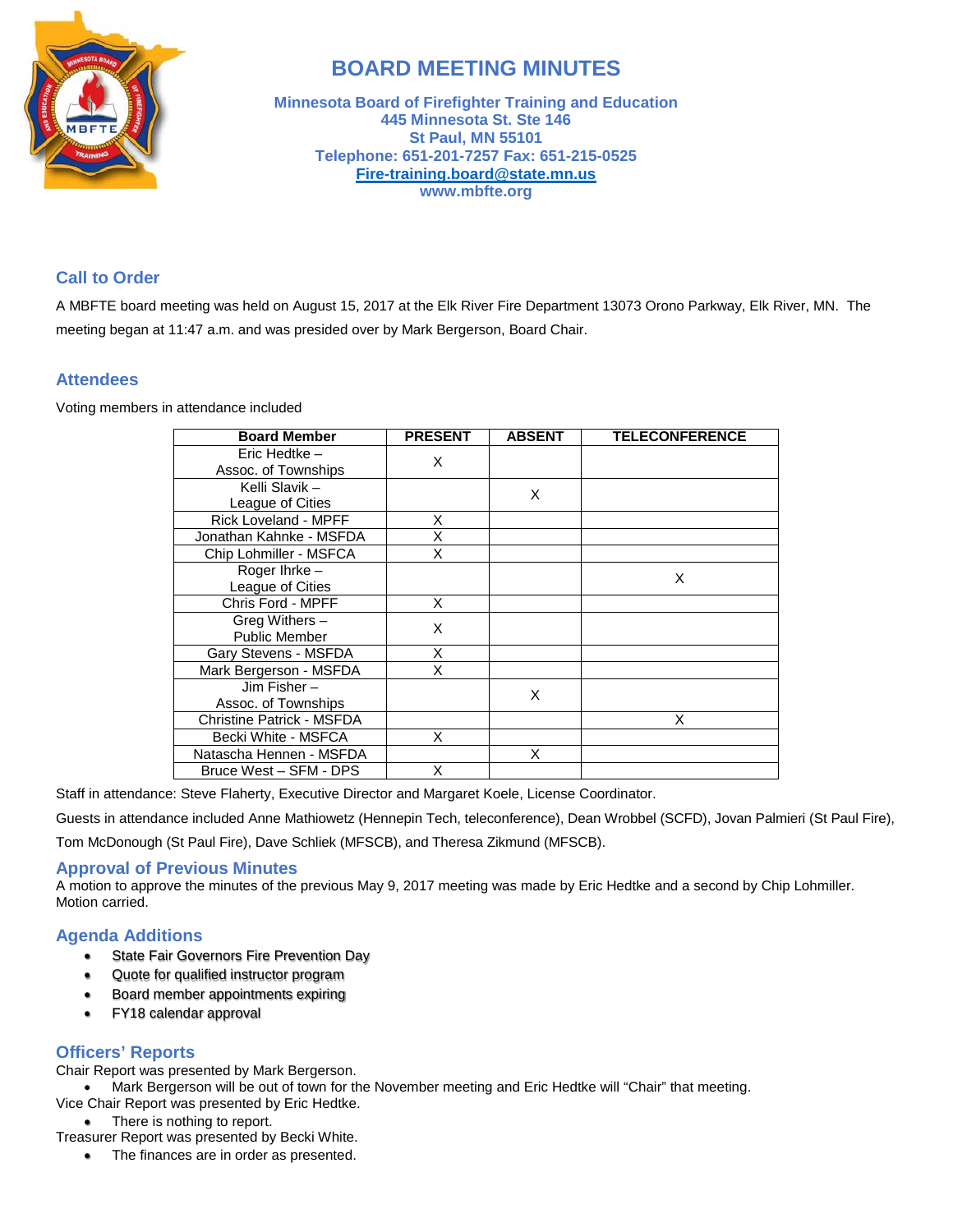# BOARD MEETING MINUTES

**Minnesota Board of Firefighter Training and Education**
**445 Minnesota St. Ste 146**
**St Paul, MN 55101**
**Telephone: 651-201-7257 Fax: 651-215-0525**
**Fire-training.board@state.mn.us**
**www.mbfte.org**

## Call to Order

A MBFTE board meeting was held on August 15, 2017 at the Elk River Fire Department 13073 Orono Parkway, Elk River, MN. The meeting began at 11:47 a.m. and was presided over by Mark Bergerson, Board Chair.

## Attendees

Voting members in attendance included

| Board Member | PRESENT | ABSENT | TELECONFERENCE |
|---|---|---|---|
| Eric Hedtke – Assoc. of Townships | X | | |
| Kelli Slavik – League of Cities | | X | |
| Rick Loveland - MPFF | X | | |
| Jonathan Kahnke - MSFDA | X | | |
| Chip Lohmiller - MSFCA | X | | |
| Roger Ihrke – League of Cities | | | X |
| Chris Ford - MPFF | X | | |
| Greg Withers – Public Member | X | | |
| Gary Stevens - MSFDA | X | | |
| Mark Bergerson - MSFDA | X | | |
| Jim Fisher – Assoc. of Townships | | X | |
| Christine Patrick - MSFDA | | | X |
| Becki White - MSFCA | X | | |
| Natascha Hennen - MSFDA | | X | |
| Bruce West – SFM - DPS | X | | |

Staff in attendance: Steve Flaherty, Executive Director and Margaret Koele, License Coordinator.

Guests in attendance included Anne Mathiowetz (Hennepin Tech, teleconference), Dean Wrobbel (SCFD), Jovan Palmieri (St Paul Fire), Tom McDonough (St Paul Fire), Dave Schliek (MFSCB), and Theresa Zikmund (MFSCB).

## Approval of Previous Minutes

A motion to approve the minutes of the previous May 9, 2017 meeting was made by Eric Hedtke and a second by Chip Lohmiller. Motion carried.

## Agenda Additions

- State Fair Governors Fire Prevention Day
- Quote for qualified instructor program
- Board member appointments expiring
- FY18 calendar approval

## Officers' Reports

Chair Report was presented by Mark Bergerson.

- Mark Bergerson will be out of town for the November meeting and Eric Hedtke will "Chair" that meeting.

Vice Chair Report was presented by Eric Hedtke.

- There is nothing to report.

Treasurer Report was presented by Becki White.

- The finances are in order as presented.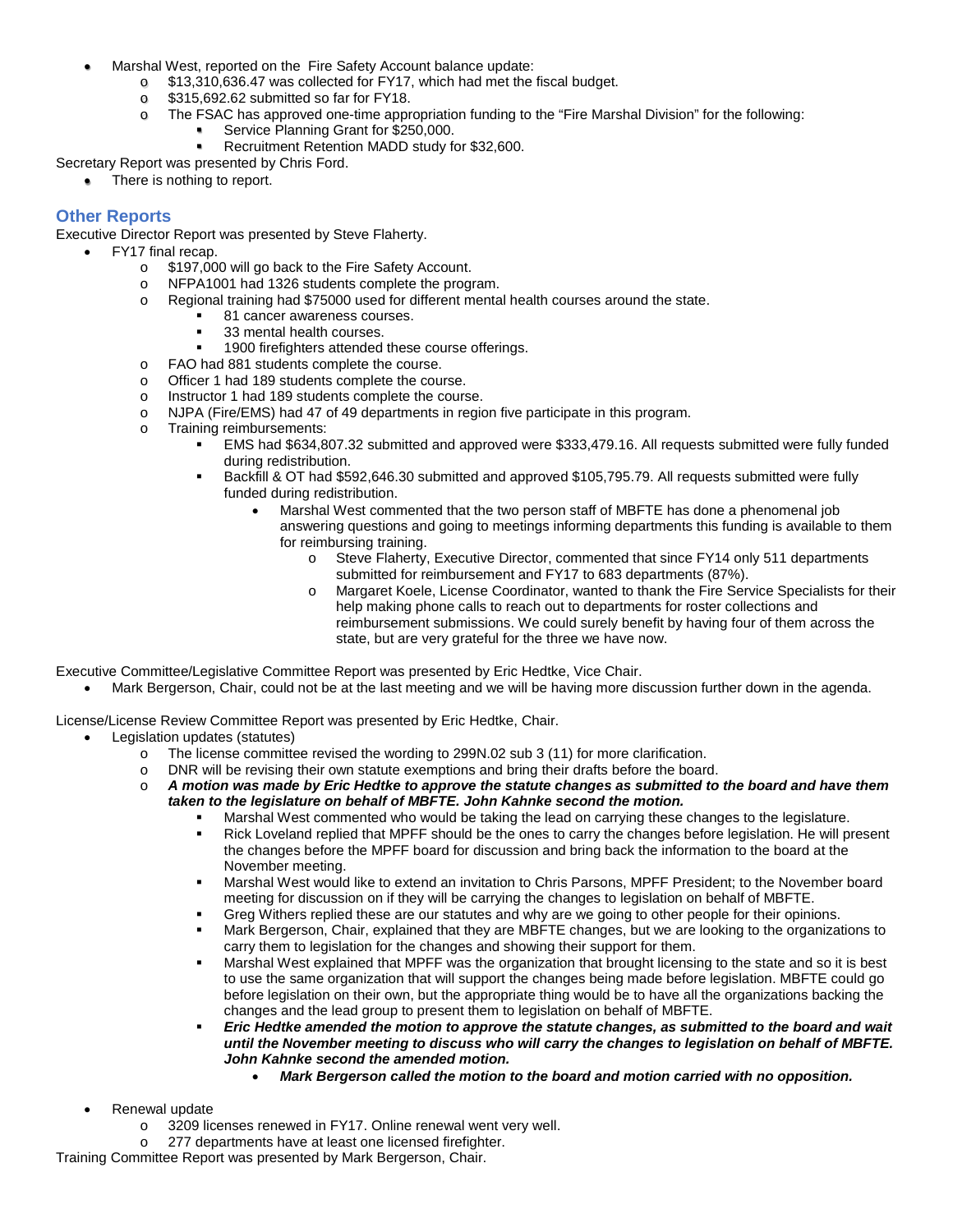- Marshal West, reported on the Fire Safety Account balance update:
  - $13,310,636.47 was collected for FY17, which had met the fiscal budget.
  - $315,692.62 submitted so far for FY18.
  - The FSAC has approved one-time appropriation funding to the "Fire Marshal Division" for the following:
    - Service Planning Grant for $250,000.
    - Recruitment Retention MADD study for $32,600.

Secretary Report was presented by Chris Ford.

- There is nothing to report.

## Other Reports

Executive Director Report was presented by Steve Flaherty.

- FY17 final recap.
  - $197,000 will go back to the Fire Safety Account.
  - NFPA1001 had 1326 students complete the program.
  - Regional training had $75000 used for different mental health courses around the state.
    - 81 cancer awareness courses.
    - 33 mental health courses.
    - 1900 firefighters attended these course offerings.
  - FAO had 881 students complete the course.
  - Officer 1 had 189 students complete the course.
  - Instructor 1 had 189 students complete the course.
  - NJPA (Fire/EMS) had 47 of 49 departments in region five participate in this program.
  - Training reimbursements:
    - EMS had $634,807.32 submitted and approved were $333,479.16. All requests submitted were fully funded during redistribution.
    - Backfill & OT had $592,646.30 submitted and approved $105,795.79. All requests submitted were fully funded during redistribution.
      - Marshal West commented that the two person staff of MBFTE has done a phenomenal job answering questions and going to meetings informing departments this funding is available to them for reimbursing training.
        - Steve Flaherty, Executive Director, commented that since FY14 only 511 departments submitted for reimbursement and FY17 to 683 departments (87%).
        - Margaret Koele, License Coordinator, wanted to thank the Fire Service Specialists for their help making phone calls to reach out to departments for roster collections and reimbursement submissions. We could surely benefit by having four of them across the state, but are very grateful for the three we have now.

Executive Committee/Legislative Committee Report was presented by Eric Hedtke, Vice Chair.

- Mark Bergerson, Chair, could not be at the last meeting and we will be having more discussion further down in the agenda.

License/License Review Committee Report was presented by Eric Hedtke, Chair.

- Legislation updates (statutes)
  - The license committee revised the wording to 299N.02 sub 3 (11) for more clarification.
  - DNR will be revising their own statute exemptions and bring their drafts before the board.
  - ***A motion was made by Eric Hedtke to approve the statute changes as submitted to the board and have them taken to the legislature on behalf of MBFTE. John Kahnke second the motion.***
    - Marshal West commented who would be taking the lead on carrying these changes to the legislature.
    - Rick Loveland replied that MPFF should be the ones to carry the changes before legislation. He will present the changes before the MPFF board for discussion and bring back the information to the board at the November meeting.
    - Marshal West would like to extend an invitation to Chris Parsons, MPFF President; to the November board meeting for discussion on if they will be carrying the changes to legislation on behalf of MBFTE.
    - Greg Withers replied these are our statutes and why are we going to other people for their opinions.
    - Mark Bergerson, Chair, explained that they are MBFTE changes, but we are looking to the organizations to carry them to legislation for the changes and showing their support for them.
    - Marshal West explained that MPFF was the organization that brought licensing to the state and so it is best to use the same organization that will support the changes being made before legislation. MBFTE could go before legislation on their own, but the appropriate thing would be to have all the organizations backing the changes and the lead group to present them to legislation on behalf of MBFTE.
    - ***Eric Hedtke amended the motion to approve the statute changes, as submitted to the board and wait until the November meeting to discuss who will carry the changes to legislation on behalf of MBFTE. John Kahnke second the amended motion.***
      - ***Mark Bergerson called the motion to the board and motion carried with no opposition.***

- Renewal update
  - 3209 licenses renewed in FY17. Online renewal went very well.
  - 277 departments have at least one licensed firefighter.

Training Committee Report was presented by Mark Bergerson, Chair.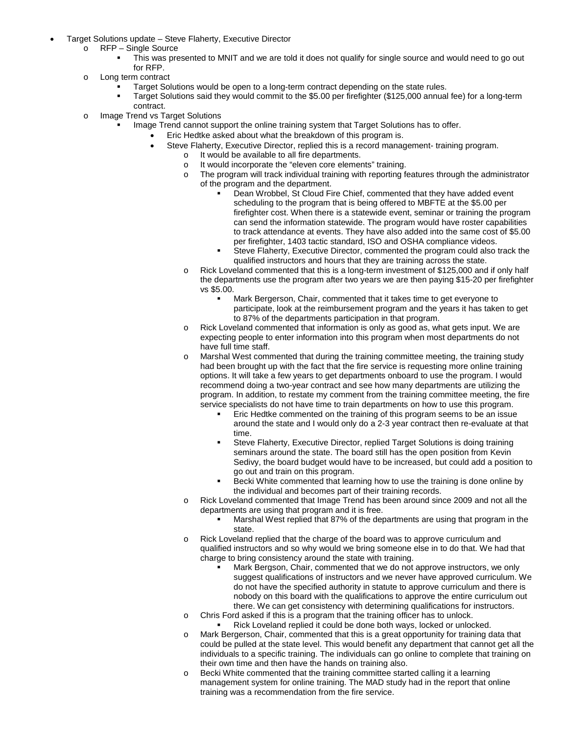- Target Solutions update – Steve Flaherty, Executive Director
  - RFP – Single Source
    - This was presented to MNIT and we are told it does not qualify for single source and would need to go out for RFP.
  - Long term contract
    - Target Solutions would be open to a long-term contract depending on the state rules.
    - Target Solutions said they would commit to the $5.00 per firefighter ($125,000 annual fee) for a long-term contract.
  - Image Trend vs Target Solutions
    - Image Trend cannot support the online training system that Target Solutions has to offer.
      - Eric Hedtke asked about what the breakdown of this program is.
      - Steve Flaherty, Executive Director, replied this is a record management- training program.
        - It would be available to all fire departments.
        - It would incorporate the "eleven core elements" training.
        - The program will track individual training with reporting features through the administrator of the program and the department.
          - Dean Wrobbel, St Cloud Fire Chief, commented that they have added event scheduling to the program that is being offered to MBFTE at the $5.00 per firefighter cost. When there is a statewide event, seminar or training the program can send the information statewide. The program would have roster capabilities to track attendance at events. They have also added into the same cost of $5.00 per firefighter, 1403 tactic standard, ISO and OSHA compliance videos.
          - Steve Flaherty, Executive Director, commented the program could also track the qualified instructors and hours that they are training across the state.
        - Rick Loveland commented that this is a long-term investment of $125,000 and if only half the departments use the program after two years we are then paying $15-20 per firefighter vs $5.00.
          - Mark Bergerson, Chair, commented that it takes time to get everyone to participate, look at the reimbursement program and the years it has taken to get to 87% of the departments participation in that program.
        - Rick Loveland commented that information is only as good as, what gets input. We are expecting people to enter information into this program when most departments do not have full time staff.
        - Marshal West commented that during the training committee meeting, the training study had been brought up with the fact that the fire service is requesting more online training options. It will take a few years to get departments onboard to use the program. I would recommend doing a two-year contract and see how many departments are utilizing the program. In addition, to restate my comment from the training committee meeting, the fire service specialists do not have time to train departments on how to use this program.
          - Eric Hedtke commented on the training of this program seems to be an issue around the state and I would only do a 2-3 year contract then re-evaluate at that time.
          - Steve Flaherty, Executive Director, replied Target Solutions is doing training seminars around the state. The board still has the open position from Kevin Sedivy, the board budget would have to be increased, but could add a position to go out and train on this program.
          - Becki White commented that learning how to use the training is done online by the individual and becomes part of their training records.
        - Rick Loveland commented that Image Trend has been around since 2009 and not all the departments are using that program and it is free.
          - Marshal West replied that 87% of the departments are using that program in the state.
        - Rick Loveland replied that the charge of the board was to approve curriculum and qualified instructors and so why would we bring someone else in to do that. We had that charge to bring consistency around the state with training.
          - Mark Bergson, Chair, commented that we do not approve instructors, we only suggest qualifications of instructors and we never have approved curriculum. We do not have the specified authority in statute to approve curriculum and there is nobody on this board with the qualifications to approve the entire curriculum out there. We can get consistency with determining qualifications for instructors.
        - Chris Ford asked if this is a program that the training officer has to unlock.
          - Rick Loveland replied it could be done both ways, locked or unlocked.
        - Mark Bergerson, Chair, commented that this is a great opportunity for training data that could be pulled at the state level. This would benefit any department that cannot get all the individuals to a specific training. The individuals can go online to complete that training on their own time and then have the hands on training also.
        - Becki White commented that the training committee started calling it a learning management system for online training. The MAD study had in the report that online training was a recommendation from the fire service.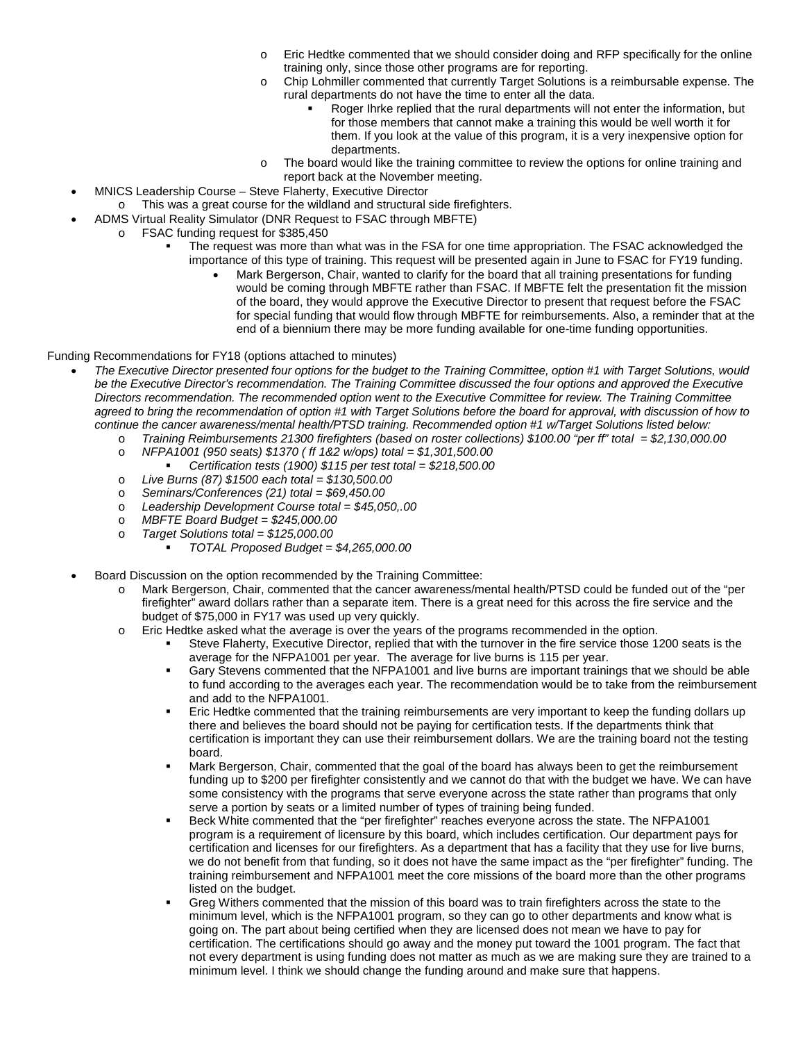- Eric Hedtke commented that we should consider doing and RFP specifically for the online training only, since those other programs are for reporting.
    - Chip Lohmiller commented that currently Target Solutions is a reimbursable expense. The rural departments do not have the time to enter all the data.
        - Roger Ihrke replied that the rural departments will not enter the information, but for those members that cannot make a training this would be well worth it for them. If you look at the value of this program, it is a very inexpensive option for departments.
    - The board would like the training committee to review the options for online training and report back at the November meeting.
- MNICS Leadership Course – Steve Flaherty, Executive Director
    - This was a great course for the wildland and structural side firefighters.
- ADMS Virtual Reality Simulator (DNR Request to FSAC through MBFTE)
    - FSAC funding request for $385,450
        - The request was more than what was in the FSA for one time appropriation. The FSAC acknowledged the importance of this type of training. This request will be presented again in June to FSAC for FY19 funding.
            - Mark Bergerson, Chair, wanted to clarify for the board that all training presentations for funding would be coming through MBFTE rather than FSAC. If MBFTE felt the presentation fit the mission of the board, they would approve the Executive Director to present that request before the FSAC for special funding that would flow through MBFTE for reimbursements. Also, a reminder that at the end of a biennium there may be more funding available for one-time funding opportunities.

Funding Recommendations for FY18 (options attached to minutes)

- *The Executive Director presented four options for the budget to the Training Committee, option #1 with Target Solutions, would be the Executive Director's recommendation. The Training Committee discussed the four options and approved the Executive Directors recommendation. The recommended option went to the Executive Committee for review. The Training Committee agreed to bring the recommendation of option #1 with Target Solutions before the board for approval, with discussion of how to continue the cancer awareness/mental health/PTSD training. Recommended option #1 w/Target Solutions listed below:*
    - *Training Reimbursements 21300 firefighters (based on roster collections) $100.00 "per ff" total = $2,130,000.00*
    - *NFPA1001 (950 seats) $1370 ( ff 1&2 w/ops) total = $1,301,500.00*
        - *Certification tests (1900) $115 per test total = $218,500.00*
    - *Live Burns (87) $1500 each total = $130,500.00*
    - *Seminars/Conferences (21) total = $69,450.00*
    - *Leadership Development Course total = $45,050,.00*
    - *MBFTE Board Budget = $245,000.00*
    - *Target Solutions total = $125,000.00*
        - *TOTAL Proposed Budget = $4,265,000.00*

- Board Discussion on the option recommended by the Training Committee:
    - Mark Bergerson, Chair, commented that the cancer awareness/mental health/PTSD could be funded out of the "per firefighter" award dollars rather than a separate item. There is a great need for this across the fire service and the budget of $75,000 in FY17 was used up very quickly.
    - Eric Hedtke asked what the average is over the years of the programs recommended in the option.
        - Steve Flaherty, Executive Director, replied that with the turnover in the fire service those 1200 seats is the average for the NFPA1001 per year. The average for live burns is 115 per year.
        - Gary Stevens commented that the NFPA1001 and live burns are important trainings that we should be able to fund according to the averages each year. The recommendation would be to take from the reimbursement and add to the NFPA1001.
        - Eric Hedtke commented that the training reimbursements are very important to keep the funding dollars up there and believes the board should not be paying for certification tests. If the departments think that certification is important they can use their reimbursement dollars. We are the training board not the testing board.
        - Mark Bergerson, Chair, commented that the goal of the board has always been to get the reimbursement funding up to $200 per firefighter consistently and we cannot do that with the budget we have. We can have some consistency with the programs that serve everyone across the state rather than programs that only serve a portion by seats or a limited number of types of training being funded.
        - Beck White commented that the "per firefighter" reaches everyone across the state. The NFPA1001 program is a requirement of licensure by this board, which includes certification. Our department pays for certification and licenses for our firefighters. As a department that has a facility that they use for live burns, we do not benefit from that funding, so it does not have the same impact as the "per firefighter" funding. The training reimbursement and NFPA1001 meet the core missions of the board more than the other programs listed on the budget.
        - Greg Withers commented that the mission of this board was to train firefighters across the state to the minimum level, which is the NFPA1001 program, so they can go to other departments and know what is going on. The part about being certified when they are licensed does not mean we have to pay for certification. The certifications should go away and the money put toward the 1001 program. The fact that not every department is using funding does not matter as much as we are making sure they are trained to a minimum level. I think we should change the funding around and make sure that happens.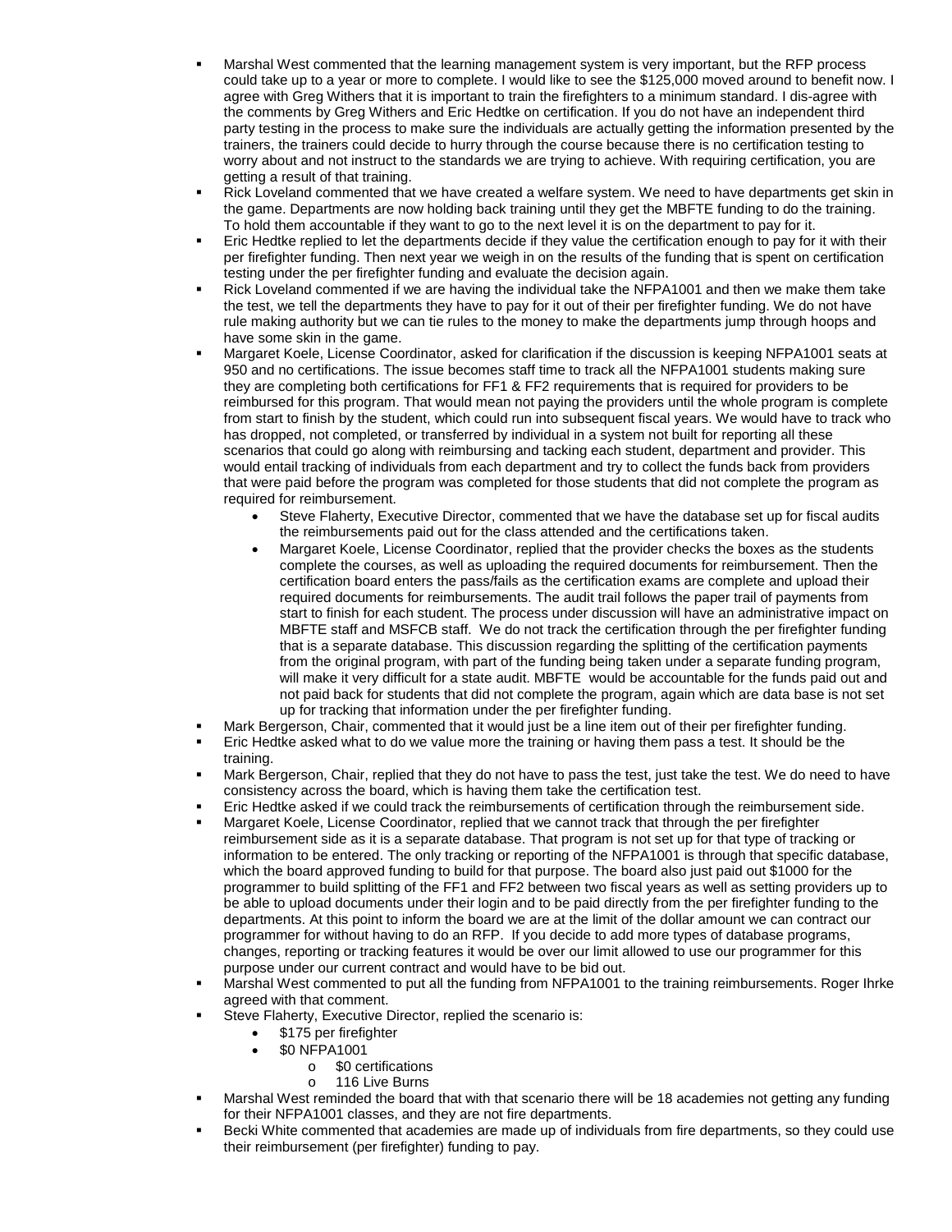- Marshal West commented that the learning management system is very important, but the RFP process could take up to a year or more to complete. I would like to see the $125,000 moved around to benefit now. I agree with Greg Withers that it is important to train the firefighters to a minimum standard. I dis-agree with the comments by Greg Withers and Eric Hedtke on certification. If you do not have an independent third party testing in the process to make sure the individuals are actually getting the information presented by the trainers, the trainers could decide to hurry through the course because there is no certification testing to worry about and not instruct to the standards we are trying to achieve. With requiring certification, you are getting a result of that training.
- Rick Loveland commented that we have created a welfare system. We need to have departments get skin in the game. Departments are now holding back training until they get the MBFTE funding to do the training. To hold them accountable if they want to go to the next level it is on the department to pay for it.
- Eric Hedtke replied to let the departments decide if they value the certification enough to pay for it with their per firefighter funding. Then next year we weigh in on the results of the funding that is spent on certification testing under the per firefighter funding and evaluate the decision again.
- Rick Loveland commented if we are having the individual take the NFPA1001 and then we make them take the test, we tell the departments they have to pay for it out of their per firefighter funding. We do not have rule making authority but we can tie rules to the money to make the departments jump through hoops and have some skin in the game.
- Margaret Koele, License Coordinator, asked for clarification if the discussion is keeping NFPA1001 seats at 950 and no certifications. The issue becomes staff time to track all the NFPA1001 students making sure they are completing both certifications for FF1 & FF2 requirements that is required for providers to be reimbursed for this program. That would mean not paying the providers until the whole program is complete from start to finish by the student, which could run into subsequent fiscal years. We would have to track who has dropped, not completed, or transferred by individual in a system not built for reporting all these scenarios that could go along with reimbursing and tacking each student, department and provider. This would entail tracking of individuals from each department and try to collect the funds back from providers that were paid before the program was completed for those students that did not complete the program as required for reimbursement.
  - Steve Flaherty, Executive Director, commented that we have the database set up for fiscal audits the reimbursements paid out for the class attended and the certifications taken.
  - Margaret Koele, License Coordinator, replied that the provider checks the boxes as the students complete the courses, as well as uploading the required documents for reimbursement. Then the certification board enters the pass/fails as the certification exams are complete and upload their required documents for reimbursements. The audit trail follows the paper trail of payments from start to finish for each student. The process under discussion will have an administrative impact on MBFTE staff and MSFCB staff. We do not track the certification through the per firefighter funding that is a separate database. This discussion regarding the splitting of the certification payments from the original program, with part of the funding being taken under a separate funding program, will make it very difficult for a state audit. MBFTE would be accountable for the funds paid out and not paid back for students that did not complete the program, again which are data base is not set up for tracking that information under the per firefighter funding.
- Mark Bergerson, Chair, commented that it would just be a line item out of their per firefighter funding.
- Eric Hedtke asked what to do we value more the training or having them pass a test. It should be the training.
- Mark Bergerson, Chair, replied that they do not have to pass the test, just take the test. We do need to have consistency across the board, which is having them take the certification test.
- Eric Hedtke asked if we could track the reimbursements of certification through the reimbursement side.
- Margaret Koele, License Coordinator, replied that we cannot track that through the per firefighter reimbursement side as it is a separate database. That program is not set up for that type of tracking or information to be entered. The only tracking or reporting of the NFPA1001 is through that specific database, which the board approved funding to build for that purpose. The board also just paid out $1000 for the programmer to build splitting of the FF1 and FF2 between two fiscal years as well as setting providers up to be able to upload documents under their login and to be paid directly from the per firefighter funding to the departments. At this point to inform the board we are at the limit of the dollar amount we can contract our programmer for without having to do an RFP. If you decide to add more types of database programs, changes, reporting or tracking features it would be over our limit allowed to use our programmer for this purpose under our current contract and would have to be bid out.
- Marshal West commented to put all the funding from NFPA1001 to the training reimbursements. Roger Ihrke agreed with that comment.
- Steve Flaherty, Executive Director, replied the scenario is:
  - $175 per firefighter
  - $0 NFPA1001
    - $0 certifications
    - 116 Live Burns
- Marshal West reminded the board that with that scenario there will be 18 academies not getting any funding for their NFPA1001 classes, and they are not fire departments.
- Becki White commented that academies are made up of individuals from fire departments, so they could use their reimbursement (per firefighter) funding to pay.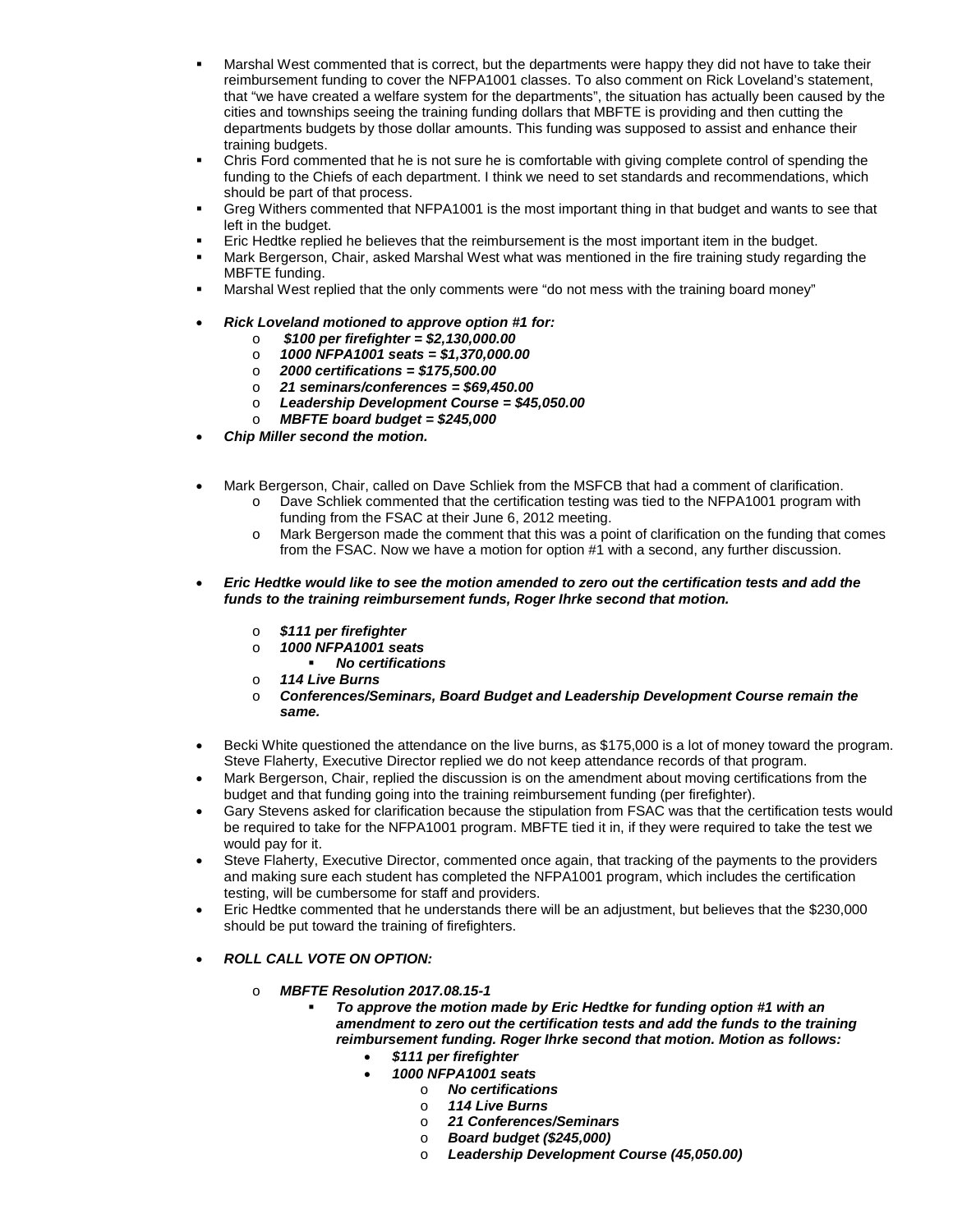- Marshal West commented that is correct, but the departments were happy they did not have to take their reimbursement funding to cover the NFPA1001 classes. To also comment on Rick Loveland's statement, that "we have created a welfare system for the departments", the situation has actually been caused by the cities and townships seeing the training funding dollars that MBFTE is providing and then cutting the departments budgets by those dollar amounts. This funding was supposed to assist and enhance their training budgets.
- Chris Ford commented that he is not sure he is comfortable with giving complete control of spending the funding to the Chiefs of each department. I think we need to set standards and recommendations, which should be part of that process.
- Greg Withers commented that NFPA1001 is the most important thing in that budget and wants to see that left in the budget.
- Eric Hedtke replied he believes that the reimbursement is the most important item in the budget.
- Mark Bergerson, Chair, asked Marshal West what was mentioned in the fire training study regarding the MBFTE funding.
- Marshal West replied that the only comments were "do not mess with the training board money"

- ***Rick Loveland motioned to approve option #1 for:***
  - ***$100 per firefighter = $2,130,000.00***
  - ***1000 NFPA1001 seats = $1,370,000.00***
  - ***2000 certifications = $175,500.00***
  - ***21 seminars/conferences = $69,450.00***
  - ***Leadership Development Course = $45,050.00***
  - ***MBFTE board budget = $245,000***
- ***Chip Miller second the motion.***

- Mark Bergerson, Chair, called on Dave Schliek from the MSFCB that had a comment of clarification.
  - Dave Schliek commented that the certification testing was tied to the NFPA1001 program with funding from the FSAC at their June 6, 2012 meeting.
  - Mark Bergerson made the comment that this was a point of clarification on the funding that comes from the FSAC. Now we have a motion for option #1 with a second, any further discussion.

- ***Eric Hedtke would like to see the motion amended to zero out the certification tests and add the funds to the training reimbursement funds, Roger Ihrke second that motion.***
  - ***$111 per firefighter***
  - ***1000 NFPA1001 seats***
    - ***No certifications***
  - ***114 Live Burns***
  - ***Conferences/Seminars, Board Budget and Leadership Development Course remain the same.***

- Becki White questioned the attendance on the live burns, as $175,000 is a lot of money toward the program. Steve Flaherty, Executive Director replied we do not keep attendance records of that program.
- Mark Bergerson, Chair, replied the discussion is on the amendment about moving certifications from the budget and that funding going into the training reimbursement funding (per firefighter).
- Gary Stevens asked for clarification because the stipulation from FSAC was that the certification tests would be required to take for the NFPA1001 program. MBFTE tied it in, if they were required to take the test we would pay for it.
- Steve Flaherty, Executive Director, commented once again, that tracking of the payments to the providers and making sure each student has completed the NFPA1001 program, which includes the certification testing, will be cumbersome for staff and providers.
- Eric Hedtke commented that he understands there will be an adjustment, but believes that the $230,000 should be put toward the training of firefighters.

- ***ROLL CALL VOTE ON OPTION:***
  - ***MBFTE Resolution 2017.08.15-1***
    - ***To approve the motion made by Eric Hedtke for funding option #1 with an amendment to zero out the certification tests and add the funds to the training reimbursement funding. Roger Ihrke second that motion. Motion as follows:***
      - ***$111 per firefighter***
      - ***1000 NFPA1001 seats***
        - ***No certifications***
        - ***114 Live Burns***
        - ***21 Conferences/Seminars***
        - ***Board budget ($245,000)***
        - ***Leadership Development Course (45,050.00)***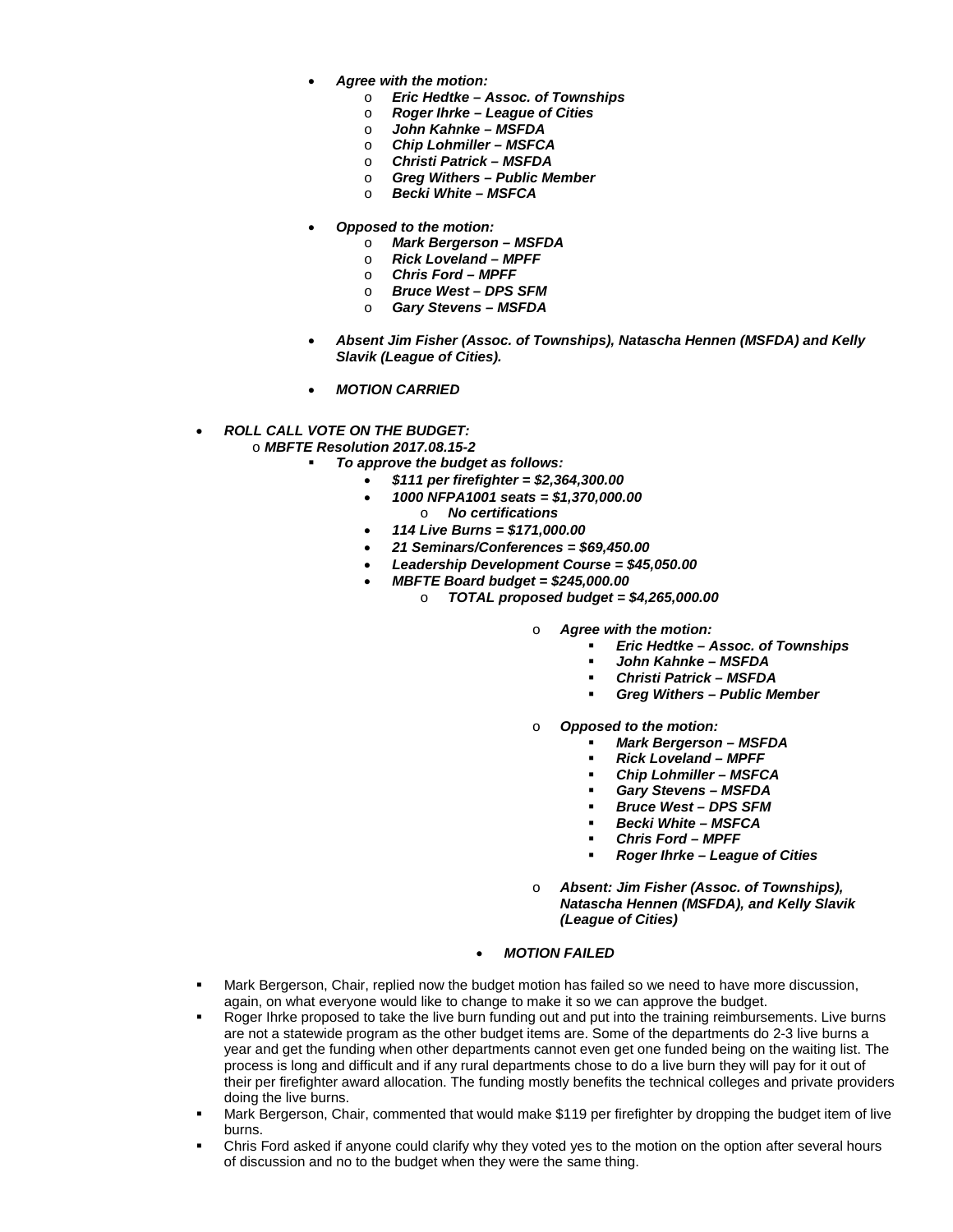- ***Agree with the motion:***
    - ***Eric Hedtke – Assoc. of Townships***
    - ***Roger Ihrke – League of Cities***
    - ***John Kahnke – MSFDA***
    - ***Chip Lohmiller – MSFCA***
    - ***Christi Patrick – MSFDA***
    - ***Greg Withers – Public Member***
    - ***Becki White – MSFCA***

- ***Opposed to the motion:***
    - ***Mark Bergerson – MSFDA***
    - ***Rick Loveland – MPFF***
    - ***Chris Ford – MPFF***
    - ***Bruce West – DPS SFM***
    - ***Gary Stevens – MSFDA***

- ***Absent Jim Fisher (Assoc. of Townships), Natascha Hennen (MSFDA) and Kelly Slavik (League of Cities).***

- ***MOTION CARRIED***

- ***ROLL CALL VOTE ON THE BUDGET:***
    - ***MBFTE Resolution 2017.08.15-2***
        - ***To approve the budget as follows:***
            - ***$111 per firefighter = $2,364,300.00***
            - ***1000 NFPA1001 seats = $1,370,000.00***
                - ***No certifications***
            - ***114 Live Burns = $171,000.00***
            - ***21 Seminars/Conferences = $69,450.00***
            - ***Leadership Development Course = $45,050.00***
            - ***MBFTE Board budget = $245,000.00***
                - ***TOTAL proposed budget = $4,265,000.00***

        - ***Agree with the motion:***
            - ***Eric Hedtke – Assoc. of Townships***
            - ***John Kahnke – MSFDA***
            - ***Christi Patrick – MSFDA***
            - ***Greg Withers – Public Member***

        - ***Opposed to the motion:***
            - ***Mark Bergerson – MSFDA***
            - ***Rick Loveland – MPFF***
            - ***Chip Lohmiller – MSFCA***
            - ***Gary Stevens – MSFDA***
            - ***Bruce West – DPS SFM***
            - ***Becki White – MSFCA***
            - ***Chris Ford – MPFF***
            - ***Roger Ihrke – League of Cities***

        - ***Absent: Jim Fisher (Assoc. of Townships), Natascha Hennen (MSFDA), and Kelly Slavik (League of Cities)***

    - ***MOTION FAILED***

- Mark Bergerson, Chair, replied now the budget motion has failed so we need to have more discussion, again, on what everyone would like to change to make it so we can approve the budget.
- Roger Ihrke proposed to take the live burn funding out and put into the training reimbursements. Live burns are not a statewide program as the other budget items are. Some of the departments do 2-3 live burns a year and get the funding when other departments cannot even get one funded being on the waiting list. The process is long and difficult and if any rural departments chose to do a live burn they will pay for it out of their per firefighter award allocation. The funding mostly benefits the technical colleges and private providers doing the live burns.
- Mark Bergerson, Chair, commented that would make $119 per firefighter by dropping the budget item of live burns.
- Chris Ford asked if anyone could clarify why they voted yes to the motion on the option after several hours of discussion and no to the budget when they were the same thing.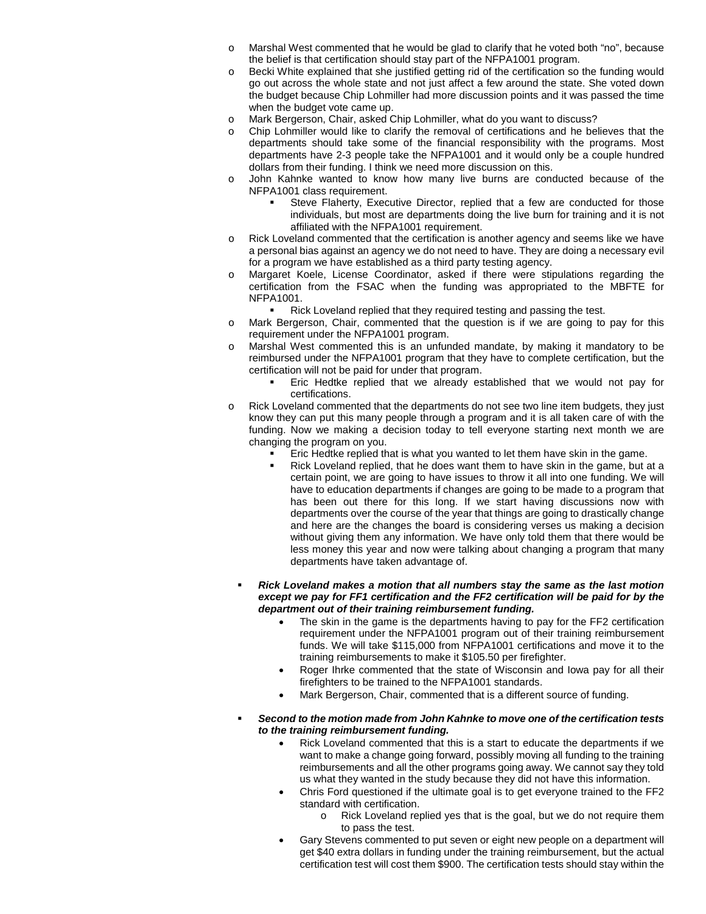- Marshal West commented that he would be glad to clarify that he voted both "no", because the belief is that certification should stay part of the NFPA1001 program.
- Becki White explained that she justified getting rid of the certification so the funding would go out across the whole state and not just affect a few around the state. She voted down the budget because Chip Lohmiller had more discussion points and it was passed the time when the budget vote came up.
- Mark Bergerson, Chair, asked Chip Lohmiller, what do you want to discuss?
- Chip Lohmiller would like to clarify the removal of certifications and he believes that the departments should take some of the financial responsibility with the programs. Most departments have 2-3 people take the NFPA1001 and it would only be a couple hundred dollars from their funding. I think we need more discussion on this.
- John Kahnke wanted to know how many live burns are conducted because of the NFPA1001 class requirement.
  - Steve Flaherty, Executive Director, replied that a few are conducted for those individuals, but most are departments doing the live burn for training and it is not affiliated with the NFPA1001 requirement.
- Rick Loveland commented that the certification is another agency and seems like we have a personal bias against an agency we do not need to have. They are doing a necessary evil for a program we have established as a third party testing agency.
- Margaret Koele, License Coordinator, asked if there were stipulations regarding the certification from the FSAC when the funding was appropriated to the MBFTE for NFPA1001.
  - Rick Loveland replied that they required testing and passing the test.
- Mark Bergerson, Chair, commented that the question is if we are going to pay for this requirement under the NFPA1001 program.
- Marshal West commented this is an unfunded mandate, by making it mandatory to be reimbursed under the NFPA1001 program that they have to complete certification, but the certification will not be paid for under that program.
  - Eric Hedtke replied that we already established that we would not pay for certifications.
- Rick Loveland commented that the departments do not see two line item budgets, they just know they can put this many people through a program and it is all taken care of with the funding. Now we making a decision today to tell everyone starting next month we are changing the program on you.
  - Eric Hedtke replied that is what you wanted to let them have skin in the game.
  - Rick Loveland replied, that he does want them to have skin in the game, but at a certain point, we are going to have issues to throw it all into one funding. We will have to education departments if changes are going to be made to a program that has been out there for this long. If we start having discussions now with departments over the course of the year that things are going to drastically change and here are the changes the board is considering verses us making a decision without giving them any information. We have only told them that there would be less money this year and now were talking about changing a program that many departments have taken advantage of.

- ***Rick Loveland makes a motion that all numbers stay the same as the last motion except we pay for FF1 certification and the FF2 certification will be paid for by the department out of their training reimbursement funding.***
  - The skin in the game is the departments having to pay for the FF2 certification requirement under the NFPA1001 program out of their training reimbursement funds. We will take $115,000 from NFPA1001 certifications and move it to the training reimbursements to make it $105.50 per firefighter.
  - Roger Ihrke commented that the state of Wisconsin and Iowa pay for all their firefighters to be trained to the NFPA1001 standards.
  - Mark Bergerson, Chair, commented that is a different source of funding.

- ***Second to the motion made from John Kahnke to move one of the certification tests to the training reimbursement funding.***
  - Rick Loveland commented that this is a start to educate the departments if we want to make a change going forward, possibly moving all funding to the training reimbursements and all the other programs going away. We cannot say they told us what they wanted in the study because they did not have this information.
  - Chris Ford questioned if the ultimate goal is to get everyone trained to the FF2 standard with certification.
    - Rick Loveland replied yes that is the goal, but we do not require them to pass the test.
  - Gary Stevens commented to put seven or eight new people on a department will get $40 extra dollars in funding under the training reimbursement, but the actual certification test will cost them $900. The certification tests should stay within the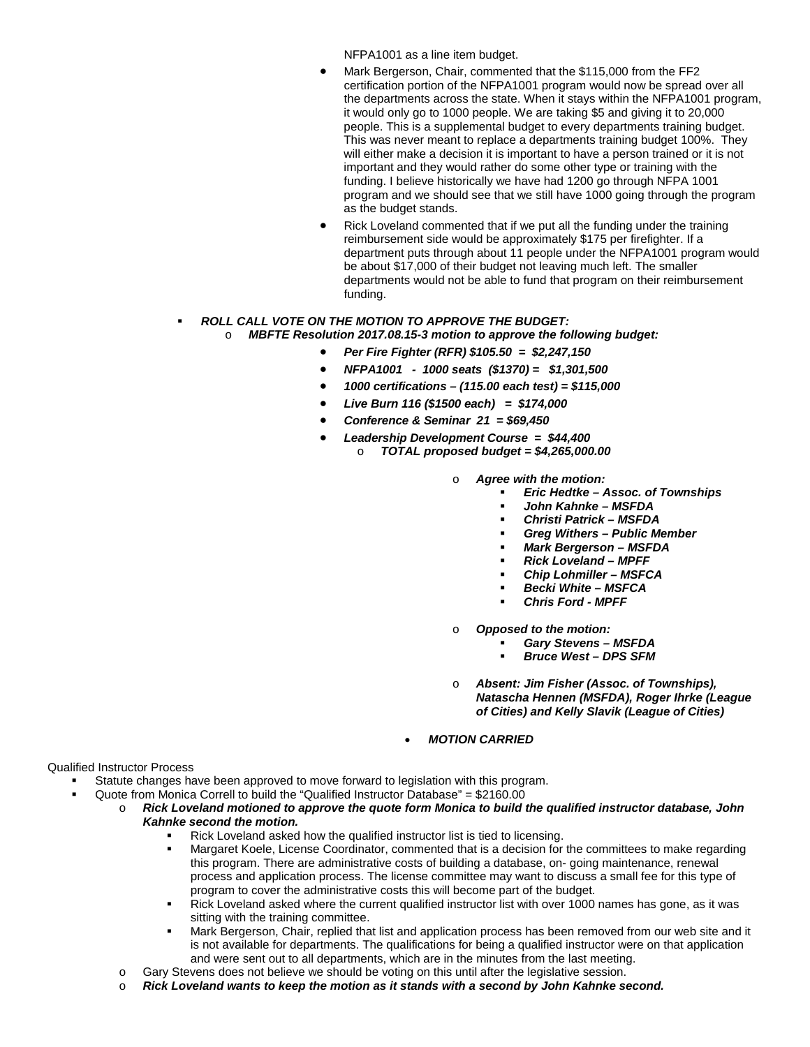NFPA1001 as a line item budget.

- Mark Bergerson, Chair, commented that the $115,000 from the FF2 certification portion of the NFPA1001 program would now be spread over all the departments across the state. When it stays within the NFPA1001 program, it would only go to 1000 people. We are taking $5 and giving it to 20,000 people. This is a supplemental budget to every departments training budget. This was never meant to replace a departments training budget 100%. They will either make a decision it is important to have a person trained or it is not important and they would rather do some other type or training with the funding. I believe historically we have had 1200 go through NFPA 1001 program and we should see that we still have 1000 going through the program as the budget stands.
- Rick Loveland commented that if we put all the funding under the training reimbursement side would be approximately $175 per firefighter. If a department puts through about 11 people under the NFPA1001 program would be about $17,000 of their budget not leaving much left. The smaller departments would not be able to fund that program on their reimbursement funding.

- ***ROLL CALL VOTE ON THE MOTION TO APPROVE THE BUDGET:***
  - ***MBFTE Resolution 2017.08.15-3 motion to approve the following budget:***
    - ***Per Fire Fighter (RFR) $105.50 = $2,247,150***
    - ***NFPA1001 - 1000 seats ($1370) = $1,301,500***
    - ***1000 certifications – (115.00 each test) = $115,000***
    - ***Live Burn 116 ($1500 each) = $174,000***
    - ***Conference & Seminar 21 = $69,450***
    - ***Leadership Development Course = $44,400***
      - ***TOTAL proposed budget = $4,265,000.00***

  - ***Agree with the motion:***
    - ***Eric Hedtke – Assoc. of Townships***
    - ***John Kahnke – MSFDA***
    - ***Christi Patrick – MSFDA***
    - ***Greg Withers – Public Member***
    - ***Mark Bergerson – MSFDA***
    - ***Rick Loveland – MPFF***
    - ***Chip Lohmiller – MSFCA***
    - ***Becki White – MSFCA***
    - ***Chris Ford - MPFF***

  - ***Opposed to the motion:***
    - ***Gary Stevens – MSFDA***
    - ***Bruce West – DPS SFM***

  - ***Absent: Jim Fisher (Assoc. of Townships), Natascha Hennen (MSFDA), Roger Ihrke (League of Cities) and Kelly Slavik (League of Cities)***

  - ***MOTION CARRIED***

Qualified Instructor Process

- Statute changes have been approved to move forward to legislation with this program.
- Quote from Monica Correll to build the "Qualified Instructor Database" = $2160.00
  - ***Rick Loveland motioned to approve the quote form Monica to build the qualified instructor database, John Kahnke second the motion.***
    - Rick Loveland asked how the qualified instructor list is tied to licensing.
    - Margaret Koele, License Coordinator, commented that is a decision for the committees to make regarding this program. There are administrative costs of building a database, on- going maintenance, renewal process and application process. The license committee may want to discuss a small fee for this type of program to cover the administrative costs this will become part of the budget.
    - Rick Loveland asked where the current qualified instructor list with over 1000 names has gone, as it was sitting with the training committee.
    - Mark Bergerson, Chair, replied that list and application process has been removed from our web site and it is not available for departments. The qualifications for being a qualified instructor were on that application and were sent out to all departments, which are in the minutes from the last meeting.
  - Gary Stevens does not believe we should be voting on this until after the legislative session.
  - ***Rick Loveland wants to keep the motion as it stands with a second by John Kahnke second.***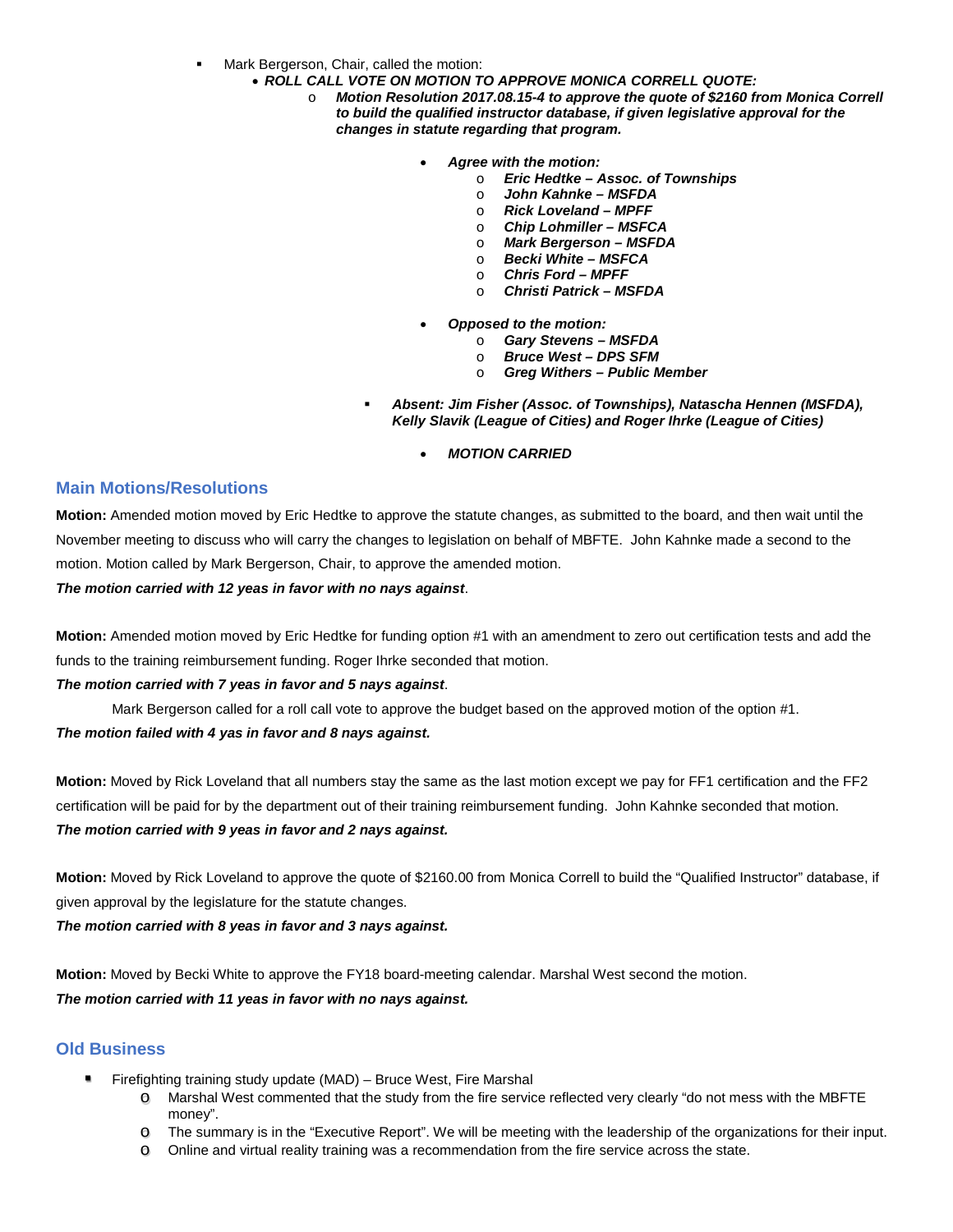- Mark Bergerson, Chair, called the motion:
  - ***ROLL CALL VOTE ON MOTION TO APPROVE MONICA CORRELL QUOTE:***
    - ***Motion Resolution 2017.08.15-4 to approve the quote of $2160 from Monica Correll to build the qualified instructor database, if given legislative approval for the changes in statute regarding that program.***
      - ***Agree with the motion:***
        - ***Eric Hedtke – Assoc. of Townships***
        - ***John Kahnke – MSFDA***
        - ***Rick Loveland – MPFF***
        - ***Chip Lohmiller – MSFCA***
        - ***Mark Bergerson – MSFDA***
        - ***Becki White – MSFCA***
        - ***Chris Ford – MPFF***
        - ***Christi Patrick – MSFDA***
      - ***Opposed to the motion:***
        - ***Gary Stevens – MSFDA***
        - ***Bruce West – DPS SFM***
        - ***Greg Withers – Public Member***
  - ***Absent: Jim Fisher (Assoc. of Townships), Natascha Hennen (MSFDA), Kelly Slavik (League of Cities) and Roger Ihrke (League of Cities)***
    - ***MOTION CARRIED***

## Main Motions/Resolutions

**Motion:** Amended motion moved by Eric Hedtke to approve the statute changes, as submitted to the board, and then wait until the November meeting to discuss who will carry the changes to legislation on behalf of MBFTE. John Kahnke made a second to the motion. Motion called by Mark Bergerson, Chair, to approve the amended motion.

***The motion carried with 12 yeas in favor with no nays against***.

**Motion:** Amended motion moved by Eric Hedtke for funding option #1 with an amendment to zero out certification tests and add the funds to the training reimbursement funding. Roger Ihrke seconded that motion.

***The motion carried with 7 yeas in favor and 5 nays against***.

Mark Bergerson called for a roll call vote to approve the budget based on the approved motion of the option #1.

***The motion failed with 4 yas in favor and 8 nays against.***

**Motion:** Moved by Rick Loveland that all numbers stay the same as the last motion except we pay for FF1 certification and the FF2 certification will be paid for by the department out of their training reimbursement funding. John Kahnke seconded that motion.

***The motion carried with 9 yeas in favor and 2 nays against.***

**Motion:** Moved by Rick Loveland to approve the quote of $2160.00 from Monica Correll to build the "Qualified Instructor" database, if given approval by the legislature for the statute changes.

***The motion carried with 8 yeas in favor and 3 nays against.***

**Motion:** Moved by Becki White to approve the FY18 board-meeting calendar. Marshal West second the motion.

***The motion carried with 11 yeas in favor with no nays against.***

## Old Business

- Firefighting training study update (MAD) – Bruce West, Fire Marshal
  - Marshal West commented that the study from the fire service reflected very clearly "do not mess with the MBFTE money".
  - The summary is in the "Executive Report". We will be meeting with the leadership of the organizations for their input.
  - Online and virtual reality training was a recommendation from the fire service across the state.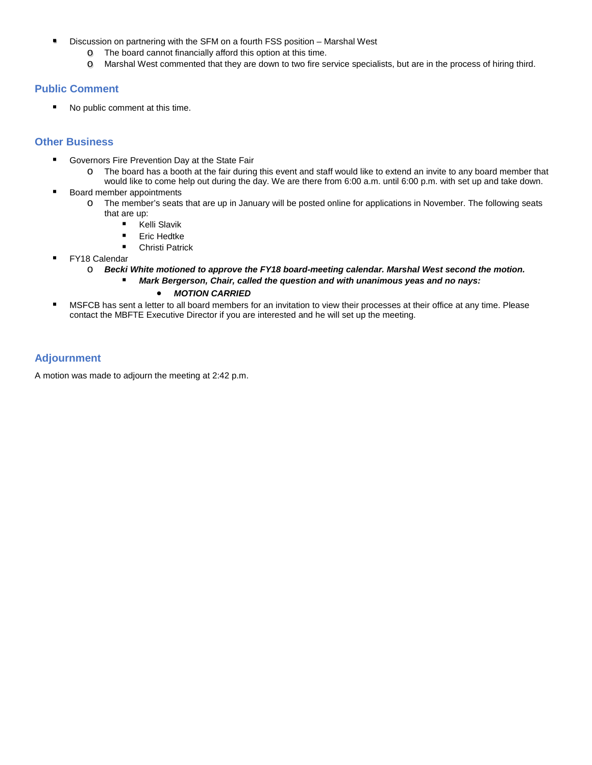- Discussion on partnering with the SFM on a fourth FSS position – Marshal West
    - The board cannot financially afford this option at this time.
    - Marshal West commented that they are down to two fire service specialists, but are in the process of hiring third.

## Public Comment

- No public comment at this time.

## Other Business

- Governors Fire Prevention Day at the State Fair
    - The board has a booth at the fair during this event and staff would like to extend an invite to any board member that would like to come help out during the day. We are there from 6:00 a.m. until 6:00 p.m. with set up and take down.
- Board member appointments
    - The member's seats that are up in January will be posted online for applications in November. The following seats that are up:
        - Kelli Slavik
        - Eric Hedtke
        - Christi Patrick
- FY18 Calendar
    - ***Becki White motioned to approve the FY18 board-meeting calendar. Marshal West second the motion.***
        - ***Mark Bergerson, Chair, called the question and with unanimous yeas and no nays:***
            - ***MOTION CARRIED***
- MSFCB has sent a letter to all board members for an invitation to view their processes at their office at any time. Please contact the MBFTE Executive Director if you are interested and he will set up the meeting.

## Adjournment

A motion was made to adjourn the meeting at 2:42 p.m.